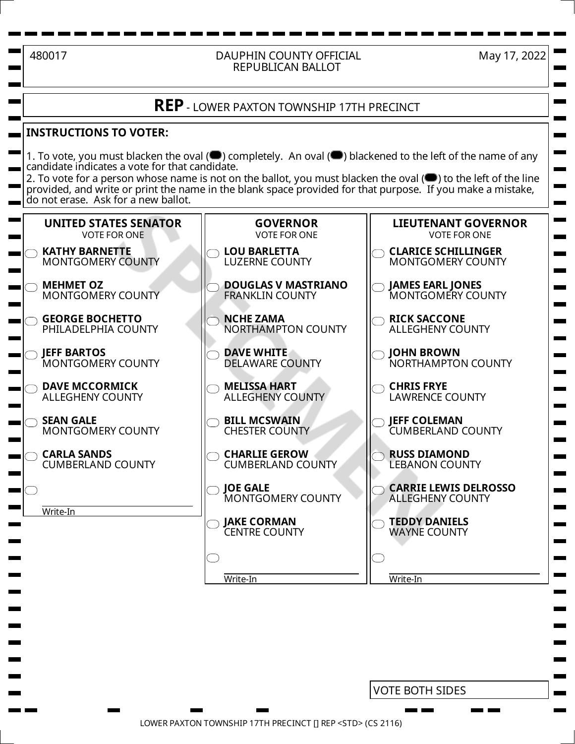480017

DAUPHIN COUNTY OFFICIAL
REPUBLICAN BALLOT

May 17, 2022

# REP - LOWER PAXTON TOWNSHIP 17TH PRECINCT

**INSTRUCTIONS TO VOTER:**

1. To vote, you must blacken the oval (⬬) completely. An oval (⬬) blackened to the left of the name of any candidate indicates a vote for that candidate.
2. To vote for a person whose name is not on the ballot, you must blacken the oval (⬬) to the left of the line provided, and write or print the name in the blank space provided for that purpose. If you make a mistake, do not erase. Ask for a new ballot.

## UNITED STATES SENATOR
VOTE FOR ONE

- **KATHY BARNETTE** MONTGOMERY COUNTY
- **MEHMET OZ** MONTGOMERY COUNTY
- **GEORGE BOCHETTO** PHILADELPHIA COUNTY
- **JEFF BARTOS** MONTGOMERY COUNTY
- **DAVE MCCORMICK** ALLEGHENY COUNTY
- **SEAN GALE** MONTGOMERY COUNTY
- **CARLA SANDS** CUMBERLAND COUNTY
- Write-In

## GOVERNOR
VOTE FOR ONE

- **LOU BARLETTA** LUZERNE COUNTY
- **DOUGLAS V MASTRIANO** FRANKLIN COUNTY
- **NCHE ZAMA** NORTHAMPTON COUNTY
- **DAVE WHITE** DELAWARE COUNTY
- **MELISSA HART** ALLEGHENY COUNTY
- **BILL MCSWAIN** CHESTER COUNTY
- **CHARLIE GEROW** CUMBERLAND COUNTY
- **JOE GALE** MONTGOMERY COUNTY
- **JAKE CORMAN** CENTRE COUNTY
- Write-In

## LIEUTENANT GOVERNOR
VOTE FOR ONE

- **CLARICE SCHILLINGER** MONTGOMERY COUNTY
- **JAMES EARL JONES** MONTGOMERY COUNTY
- **RICK SACCONE** ALLEGHENY COUNTY
- **JOHN BROWN** NORTHAMPTON COUNTY
- **CHRIS FRYE** LAWRENCE COUNTY
- **JEFF COLEMAN** CUMBERLAND COUNTY
- **RUSS DIAMOND** LEBANON COUNTY
- **CARRIE LEWIS DELROSSO** ALLEGHENY COUNTY
- **TEDDY DANIELS** WAYNE COUNTY
- Write-In

VOTE BOTH SIDES

LOWER PAXTON TOWNSHIP 17TH PRECINCT [] REP <STD> (CS 2116)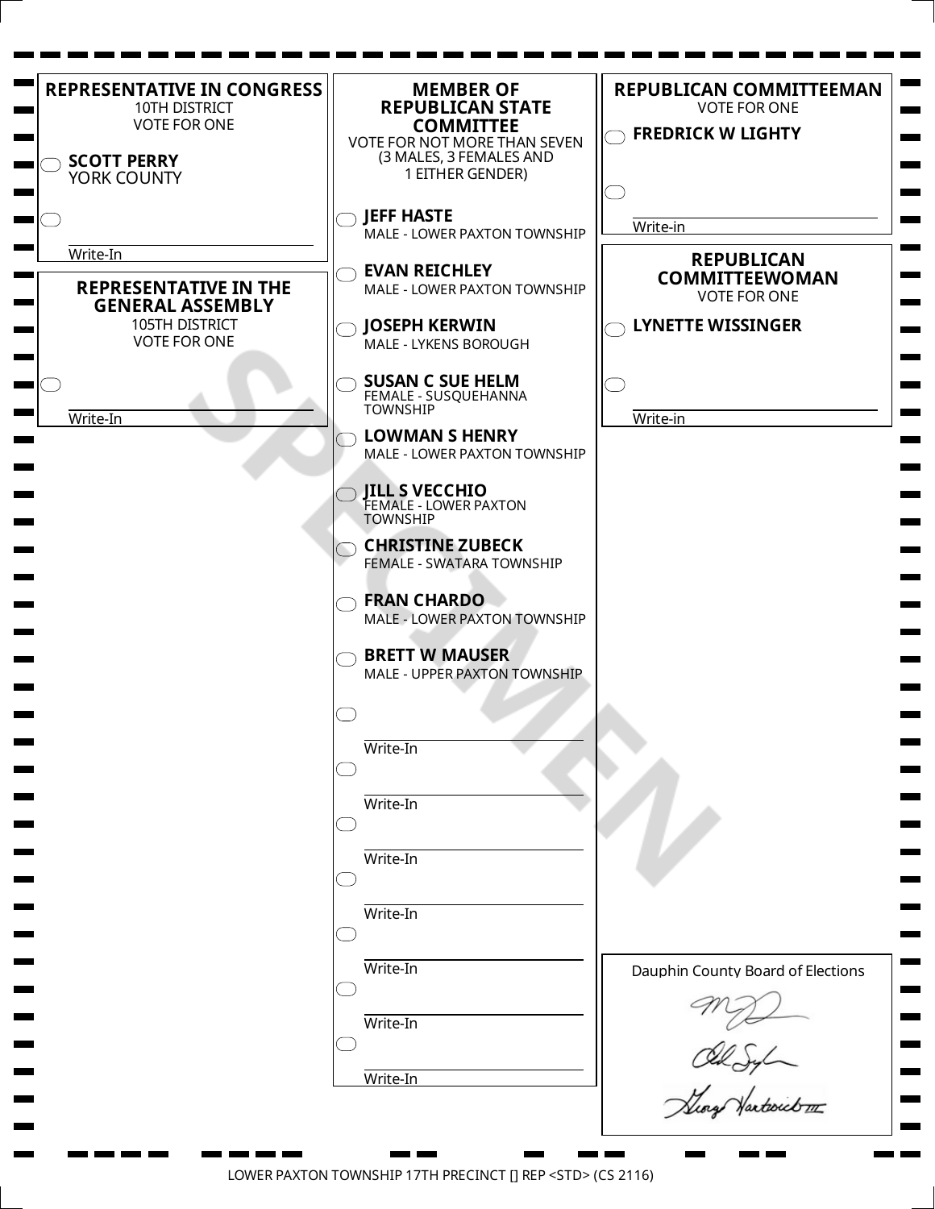## REPRESENTATIVE IN CONGRESS
10TH DISTRICT
VOTE FOR ONE

- **SCOTT PERRY**
  YORK COUNTY
- Write-In

## REPRESENTATIVE IN THE GENERAL ASSEMBLY
105TH DISTRICT
VOTE FOR ONE

- Write-In

## MEMBER OF REPUBLICAN STATE COMMITTEE
VOTE FOR NOT MORE THAN SEVEN
(3 MALES, 3 FEMALES AND
1 EITHER GENDER)

- **JEFF HASTE**
  MALE - LOWER PAXTON TOWNSHIP
- **EVAN REICHLEY**
  MALE - LOWER PAXTON TOWNSHIP
- **JOSEPH KERWIN**
  MALE - LYKENS BOROUGH
- **SUSAN C SUE HELM**
  FEMALE - SUSQUEHANNA TOWNSHIP
- **LOWMAN S HENRY**
  MALE - LOWER PAXTON TOWNSHIP
- **JILL S VECCHIO**
  FEMALE - LOWER PAXTON TOWNSHIP
- **CHRISTINE ZUBECK**
  FEMALE - SWATARA TOWNSHIP
- **FRAN CHARDO**
  MALE - LOWER PAXTON TOWNSHIP
- **BRETT W MAUSER**
  MALE - UPPER PAXTON TOWNSHIP
- Write-In
- Write-In
- Write-In
- Write-In
- Write-In
- Write-In
- Write-In

## REPUBLICAN COMMITTEEMAN
VOTE FOR ONE

- **FREDRICK W LIGHTY**
- Write-in

## REPUBLICAN COMMITTEEWOMAN
VOTE FOR ONE

- **LYNETTE WISSINGER**
- Write-in

Dauphin County Board of Elections

SPECIMEN

LOWER PAXTON TOWNSHIP 17TH PRECINCT [] REP <STD> (CS 2116)